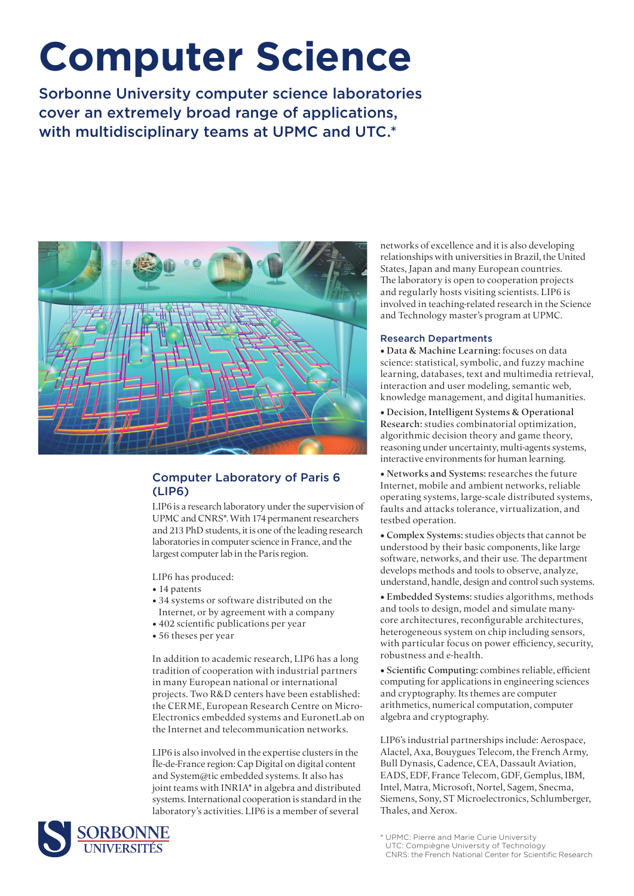# Computer Science

Sorbonne University computer science laboratories cover an extremely broad range of applications, with multidisciplinary teams at UPMC and UTC.*

## Computer Laboratory of Paris 6 (LIP6)

LIP6 is a research laboratory under the supervision of UPMC and CNRS*. With 174 permanent researchers and 213 PhD students, it is one of the leading research laboratories in computer science in France, and the largest computer lab in the Paris region.

LIP6 has produced:

- 14 patents
- 34 systems or software distributed on the Internet, or by agreement with a company
- 402 scientific publications per year
- 56 theses per year

In addition to academic research, LIP6 has a long tradition of cooperation with industrial partners in many European national or international projects. Two R&D centers have been established: the CERME, European Research Centre on Micro-Electronics embedded systems and EuronetLab on the Internet and telecommunication networks.

LIP6 is also involved in the expertise clusters in the Île-de-France region: Cap Digital on digital content and System@tic embedded systems. It also has joint teams with INRIA* in algebra and distributed systems. International cooperation is standard in the laboratory's activities. LIP6 is a member of several networks of excellence and it is also developing relationships with universities in Brazil, the United States, Japan and many European countries. The laboratory is open to cooperation projects and regularly hosts visiting scientists. LIP6 is involved in teaching-related research in the Science and Technology master's program at UPMC.

### Research Departments

- **Data & Machine Learning:** focuses on data science: statistical, symbolic, and fuzzy machine learning, databases, text and multimedia retrieval, interaction and user modeling, semantic web, knowledge management, and digital humanities.
- **Decision, Intelligent Systems & Operational Research:** studies combinatorial optimization, algorithmic decision theory and game theory, reasoning under uncertainty, multi-agents systems, interactive environments for human learning.
- **Networks and Systems:** researches the future Internet, mobile and ambient networks, reliable operating systems, large-scale distributed systems, faults and attacks tolerance, virtualization, and testbed operation.
- **Complex Systems:** studies objects that cannot be understood by their basic components, like large software, networks, and their use. The department develops methods and tools to observe, analyze, understand, handle, design and control such systems.
- **Embedded Systems:** studies algorithms, methods and tools to design, model and simulate many-core architectures, reconfigurable architectures, heterogeneous system on chip including sensors, with particular focus on power efficiency, security, robustness and e-health.
- **Scientific Computing:** combines reliable, efficient computing for applications in engineering sciences and cryptography. Its themes are computer arithmetics, numerical computation, computer algebra and cryptography.

LIP6's industrial partnerships include: Aerospace, Alactel, Axa, Bouygues Telecom, the French Army, Bull Dynasis, Cadence, CEA, Dassault Aviation, EADS, EDF, France Telecom, GDF, Gemplus, IBM, Intel, Matra, Microsoft, Nortel, Sagem, Snecma, Siemens, Sony, ST Microelectronics, Schlumberger, Thales, and Xerox.

\* UPMC: Pierre and Marie Curie University
UTC: Compiègne University of Technology
CNRS: the French National Center for Scientific Research

SORBONNE UNIVERSITÉS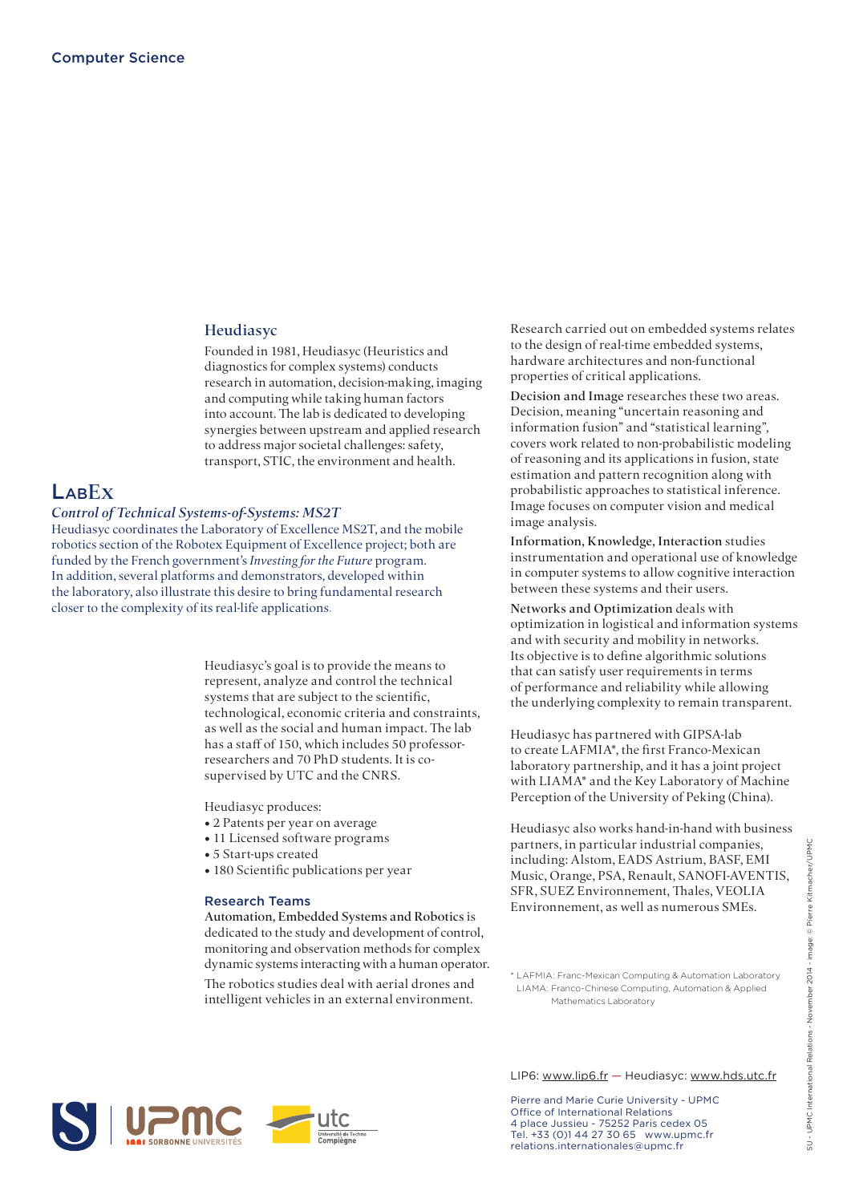Computer Science

## Heudiasyc

Founded in 1981, Heudiasyc (Heuristics and diagnostics for complex systems) conducts research in automation, decision-making, imaging and computing while taking human factors into account. The lab is dedicated to developing synergies between upstream and applied research to address major societal challenges: safety, transport, STIC, the environment and health.

## LabEx

### *Control of Technical Systems-of-Systems: MS2T*

Heudiasyc coordinates the Laboratory of Excellence MS2T, and the mobile robotics section of the Robotex Equipment of Excellence project; both are funded by the French government's *Investing for the Future* program. In addition, several platforms and demonstrators, developed within the laboratory, also illustrate this desire to bring fundamental research closer to the complexity of its real-life applications.

Heudiasyc's goal is to provide the means to represent, analyze and control the technical systems that are subject to the scientific, technological, economic criteria and constraints, as well as the social and human impact. The lab has a staff of 150, which includes 50 professor-researchers and 70 PhD students. It is co-supervised by UTC and the CNRS.

Heudiasyc produces:

- 2 Patents per year on average
- 11 Licensed software programs
- 5 Start-ups created
- 180 Scientific publications per year

### Research Teams

**Automation, Embedded Systems and Robotics** is dedicated to the study and development of control, monitoring and observation methods for complex dynamic systems interacting with a human operator.

The robotics studies deal with aerial drones and intelligent vehicles in an external environment.

Research carried out on embedded systems relates to the design of real-time embedded systems, hardware architectures and non-functional properties of critical applications.

**Decision and Image** researches these two areas. Decision, meaning "uncertain reasoning and information fusion" and "statistical learning", covers work related to non-probabilistic modeling of reasoning and its applications in fusion, state estimation and pattern recognition along with probabilistic approaches to statistical inference. Image focuses on computer vision and medical image analysis.

**Information, Knowledge, Interaction** studies instrumentation and operational use of knowledge in computer systems to allow cognitive interaction between these systems and their users.

**Networks and Optimization** deals with optimization in logistical and information systems and with security and mobility in networks. Its objective is to define algorithmic solutions that can satisfy user requirements in terms of performance and reliability while allowing the underlying complexity to remain transparent.

Heudiasyc has partnered with GIPSA-lab to create LAFMIA*, the first Franco-Mexican laboratory partnership, and it has a joint project with LIAMA* and the Key Laboratory of Machine Perception of the University of Peking (China).

Heudiasyc also works hand-in-hand with business partners, in particular industrial companies, including: Alstom, EADS Astrium, BASF, EMI Music, Orange, PSA, Renault, SANOFI-AVENTIS, SFR, SUEZ Environnement, Thales, VEOLIA Environnement, as well as numerous SMEs.

* LAFMIA: Franc-Mexican Computing & Automation Laboratory
LIAMA: Franco-Chinese Computing, Automation & Applied Mathematics Laboratory

LIP6: www.lip6.fr — Heudiasyc: www.hds.utc.fr

Pierre and Marie Curie University - UPMC
Office of International Relations
4 place Jussieu - 75252 Paris cedex 05
Tel. +33 (0)1 44 27 30 65 www.upmc.fr
relations.internationales@upmc.fr

SU - UPMC International Relations - November 2014 - image: © Pierre Kitmacher/UPMC